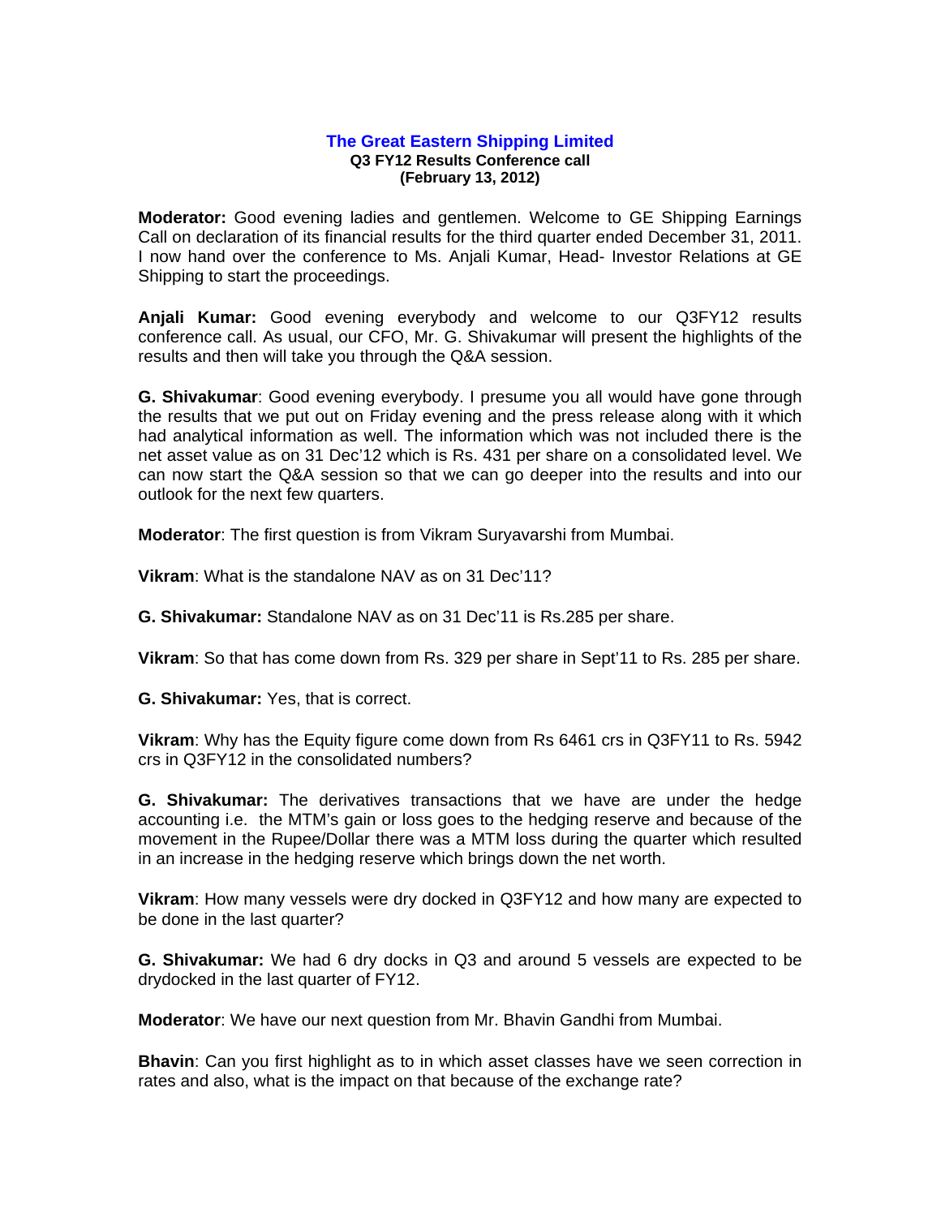# The Great Eastern Shipping Limited

**Q3 FY12 Results Conference call**
**(February 13, 2012)**

**Moderator:** Good evening ladies and gentlemen. Welcome to GE Shipping Earnings Call on declaration of its financial results for the third quarter ended December 31, 2011. I now hand over the conference to Ms. Anjali Kumar, Head- Investor Relations at GE Shipping to start the proceedings.

**Anjali Kumar:** Good evening everybody and welcome to our Q3FY12 results conference call. As usual, our CFO, Mr. G. Shivakumar will present the highlights of the results and then will take you through the Q&A session.

**G. Shivakumar**: Good evening everybody. I presume you all would have gone through the results that we put out on Friday evening and the press release along with it which had analytical information as well. The information which was not included there is the net asset value as on 31 Dec'12 which is Rs. 431 per share on a consolidated level. We can now start the Q&A session so that we can go deeper into the results and into our outlook for the next few quarters.

**Moderator**: The first question is from Vikram Suryavarshi from Mumbai.

**Vikram**: What is the standalone NAV as on 31 Dec'11?

**G. Shivakumar:** Standalone NAV as on 31 Dec'11 is Rs.285 per share.

**Vikram**: So that has come down from Rs. 329 per share in Sept'11 to Rs. 285 per share.

**G. Shivakumar:** Yes, that is correct.

**Vikram**: Why has the Equity figure come down from Rs 6461 crs in Q3FY11 to Rs. 5942 crs in Q3FY12 in the consolidated numbers?

**G. Shivakumar:** The derivatives transactions that we have are under the hedge accounting i.e. the MTM's gain or loss goes to the hedging reserve and because of the movement in the Rupee/Dollar there was a MTM loss during the quarter which resulted in an increase in the hedging reserve which brings down the net worth.

**Vikram**: How many vessels were dry docked in Q3FY12 and how many are expected to be done in the last quarter?

**G. Shivakumar:** We had 6 dry docks in Q3 and around 5 vessels are expected to be drydocked in the last quarter of FY12.

**Moderator**: We have our next question from Mr. Bhavin Gandhi from Mumbai.

**Bhavin**: Can you first highlight as to in which asset classes have we seen correction in rates and also, what is the impact on that because of the exchange rate?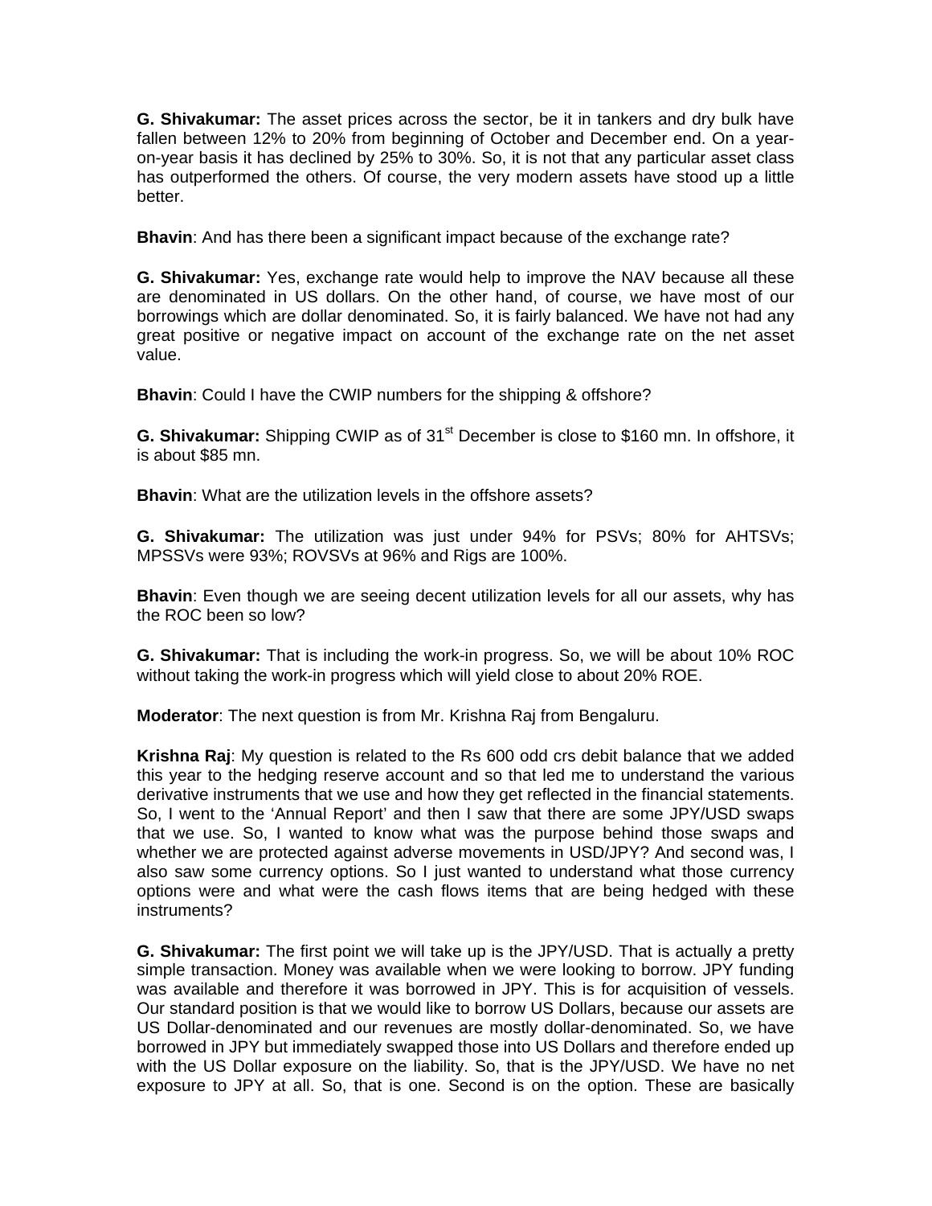**G. Shivakumar:** The asset prices across the sector, be it in tankers and dry bulk have fallen between 12% to 20% from beginning of October and December end. On a year-on-year basis it has declined by 25% to 30%. So, it is not that any particular asset class has outperformed the others. Of course, the very modern assets have stood up a little better.

**Bhavin**: And has there been a significant impact because of the exchange rate?

**G. Shivakumar:** Yes, exchange rate would help to improve the NAV because all these are denominated in US dollars. On the other hand, of course, we have most of our borrowings which are dollar denominated. So, it is fairly balanced. We have not had any great positive or negative impact on account of the exchange rate on the net asset value.

**Bhavin**: Could I have the CWIP numbers for the shipping & offshore?

**G. Shivakumar:** Shipping CWIP as of 31st December is close to \$160 mn. In offshore, it is about \$85 mn.

**Bhavin**: What are the utilization levels in the offshore assets?

**G. Shivakumar:** The utilization was just under 94% for PSVs; 80% for AHTSVs; MPSSVs were 93%; ROVSVs at 96% and Rigs are 100%.

**Bhavin**: Even though we are seeing decent utilization levels for all our assets, why has the ROC been so low?

**G. Shivakumar:** That is including the work-in progress. So, we will be about 10% ROC without taking the work-in progress which will yield close to about 20% ROE.

**Moderator**: The next question is from Mr. Krishna Raj from Bengaluru.

**Krishna Raj**: My question is related to the Rs 600 odd crs debit balance that we added this year to the hedging reserve account and so that led me to understand the various derivative instruments that we use and how they get reflected in the financial statements. So, I went to the 'Annual Report' and then I saw that there are some JPY/USD swaps that we use. So, I wanted to know what was the purpose behind those swaps and whether we are protected against adverse movements in USD/JPY? And second was, I also saw some currency options. So I just wanted to understand what those currency options were and what were the cash flows items that are being hedged with these instruments?

**G. Shivakumar:** The first point we will take up is the JPY/USD. That is actually a pretty simple transaction. Money was available when we were looking to borrow. JPY funding was available and therefore it was borrowed in JPY. This is for acquisition of vessels. Our standard position is that we would like to borrow US Dollars, because our assets are US Dollar-denominated and our revenues are mostly dollar-denominated. So, we have borrowed in JPY but immediately swapped those into US Dollars and therefore ended up with the US Dollar exposure on the liability. So, that is the JPY/USD. We have no net exposure to JPY at all. So, that is one. Second is on the option. These are basically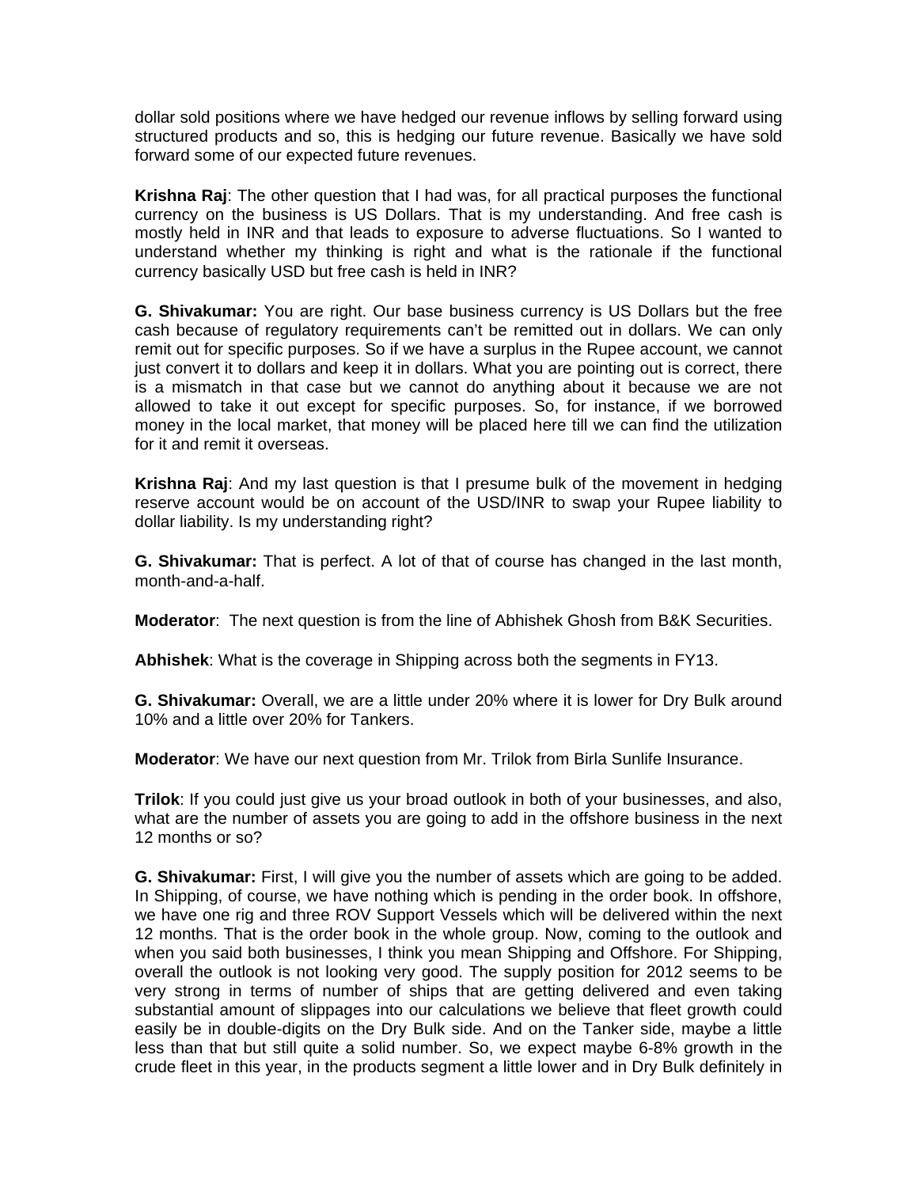dollar sold positions where we have hedged our revenue inflows by selling forward using structured products and so, this is hedging our future revenue. Basically we have sold forward some of our expected future revenues.

**Krishna Raj**: The other question that I had was, for all practical purposes the functional currency on the business is US Dollars. That is my understanding. And free cash is mostly held in INR and that leads to exposure to adverse fluctuations. So I wanted to understand whether my thinking is right and what is the rationale if the functional currency basically USD but free cash is held in INR?

**G. Shivakumar:** You are right. Our base business currency is US Dollars but the free cash because of regulatory requirements can't be remitted out in dollars. We can only remit out for specific purposes. So if we have a surplus in the Rupee account, we cannot just convert it to dollars and keep it in dollars. What you are pointing out is correct, there is a mismatch in that case but we cannot do anything about it because we are not allowed to take it out except for specific purposes. So, for instance, if we borrowed money in the local market, that money will be placed here till we can find the utilization for it and remit it overseas.

**Krishna Raj**: And my last question is that I presume bulk of the movement in hedging reserve account would be on account of the USD/INR to swap your Rupee liability to dollar liability. Is my understanding right?

**G. Shivakumar:** That is perfect. A lot of that of course has changed in the last month, month-and-a-half.

**Moderator**: The next question is from the line of Abhishek Ghosh from B&K Securities.

**Abhishek**: What is the coverage in Shipping across both the segments in FY13.

**G. Shivakumar:** Overall, we are a little under 20% where it is lower for Dry Bulk around 10% and a little over 20% for Tankers.

**Moderator**: We have our next question from Mr. Trilok from Birla Sunlife Insurance.

**Trilok**: If you could just give us your broad outlook in both of your businesses, and also, what are the number of assets you are going to add in the offshore business in the next 12 months or so?

**G. Shivakumar:** First, I will give you the number of assets which are going to be added. In Shipping, of course, we have nothing which is pending in the order book. In offshore, we have one rig and three ROV Support Vessels which will be delivered within the next 12 months. That is the order book in the whole group. Now, coming to the outlook and when you said both businesses, I think you mean Shipping and Offshore. For Shipping, overall the outlook is not looking very good. The supply position for 2012 seems to be very strong in terms of number of ships that are getting delivered and even taking substantial amount of slippages into our calculations we believe that fleet growth could easily be in double-digits on the Dry Bulk side. And on the Tanker side, maybe a little less than that but still quite a solid number. So, we expect maybe 6-8% growth in the crude fleet in this year, in the products segment a little lower and in Dry Bulk definitely in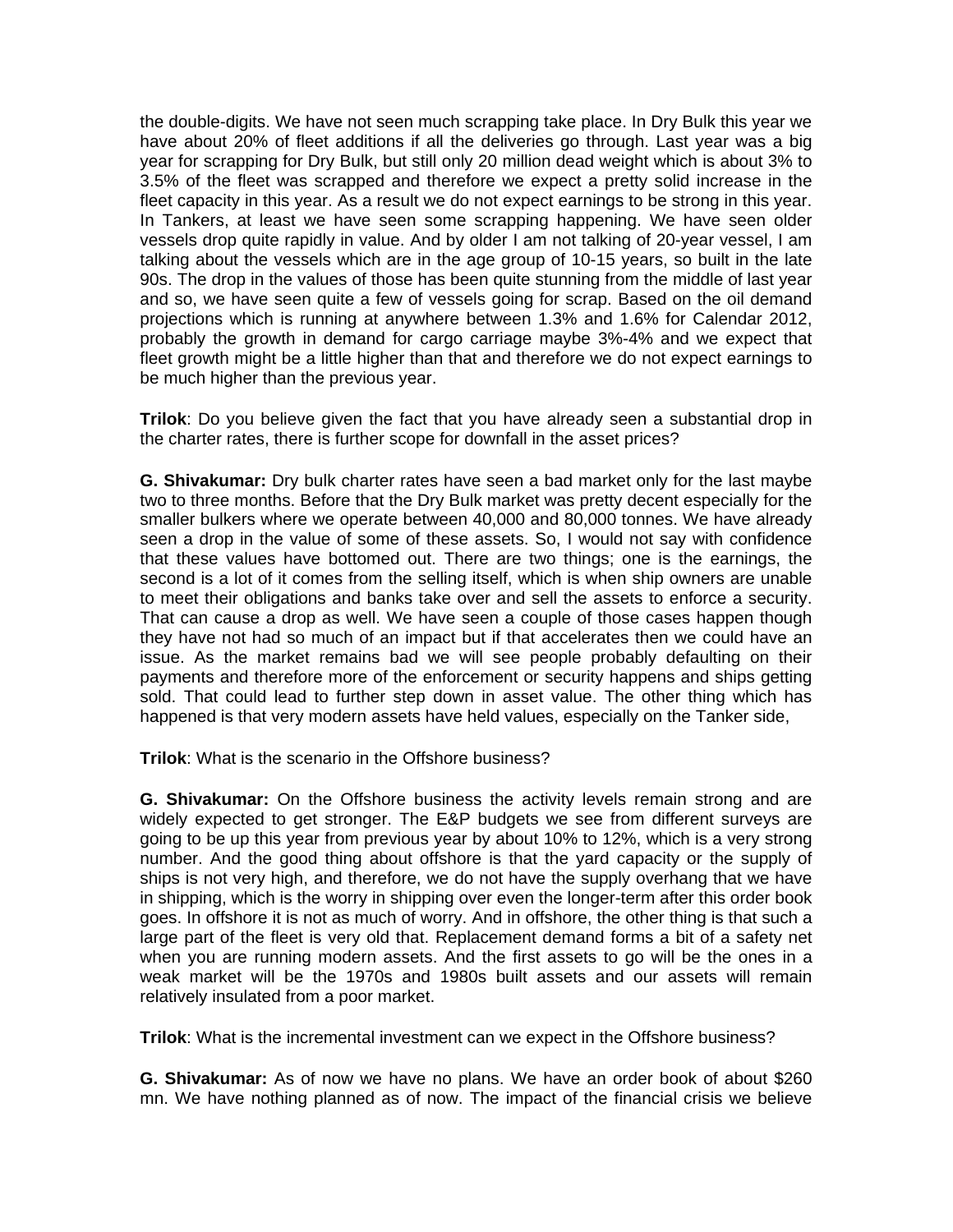the double-digits. We have not seen much scrapping take place. In Dry Bulk this year we have about 20% of fleet additions if all the deliveries go through. Last year was a big year for scrapping for Dry Bulk, but still only 20 million dead weight which is about 3% to 3.5% of the fleet was scrapped and therefore we expect a pretty solid increase in the fleet capacity in this year. As a result we do not expect earnings to be strong in this year. In Tankers, at least we have seen some scrapping happening. We have seen older vessels drop quite rapidly in value. And by older I am not talking of 20-year vessel, I am talking about the vessels which are in the age group of 10-15 years, so built in the late 90s. The drop in the values of those has been quite stunning from the middle of last year and so, we have seen quite a few of vessels going for scrap. Based on the oil demand projections which is running at anywhere between 1.3% and 1.6% for Calendar 2012, probably the growth in demand for cargo carriage maybe 3%-4% and we expect that fleet growth might be a little higher than that and therefore we do not expect earnings to be much higher than the previous year.

**Trilok**: Do you believe given the fact that you have already seen a substantial drop in the charter rates, there is further scope for downfall in the asset prices?

**G. Shivakumar:** Dry bulk charter rates have seen a bad market only for the last maybe two to three months. Before that the Dry Bulk market was pretty decent especially for the smaller bulkers where we operate between 40,000 and 80,000 tonnes. We have already seen a drop in the value of some of these assets. So, I would not say with confidence that these values have bottomed out. There are two things; one is the earnings, the second is a lot of it comes from the selling itself, which is when ship owners are unable to meet their obligations and banks take over and sell the assets to enforce a security. That can cause a drop as well. We have seen a couple of those cases happen though they have not had so much of an impact but if that accelerates then we could have an issue. As the market remains bad we will see people probably defaulting on their payments and therefore more of the enforcement or security happens and ships getting sold. That could lead to further step down in asset value. The other thing which has happened is that very modern assets have held values, especially on the Tanker side,

**Trilok**: What is the scenario in the Offshore business?

**G. Shivakumar:** On the Offshore business the activity levels remain strong and are widely expected to get stronger. The E&P budgets we see from different surveys are going to be up this year from previous year by about 10% to 12%, which is a very strong number. And the good thing about offshore is that the yard capacity or the supply of ships is not very high, and therefore, we do not have the supply overhang that we have in shipping, which is the worry in shipping over even the longer-term after this order book goes. In offshore it is not as much of worry. And in offshore, the other thing is that such a large part of the fleet is very old that. Replacement demand forms a bit of a safety net when you are running modern assets. And the first assets to go will be the ones in a weak market will be the 1970s and 1980s built assets and our assets will remain relatively insulated from a poor market.

**Trilok**: What is the incremental investment can we expect in the Offshore business?

**G. Shivakumar:** As of now we have no plans. We have an order book of about $260 mn. We have nothing planned as of now. The impact of the financial crisis we believe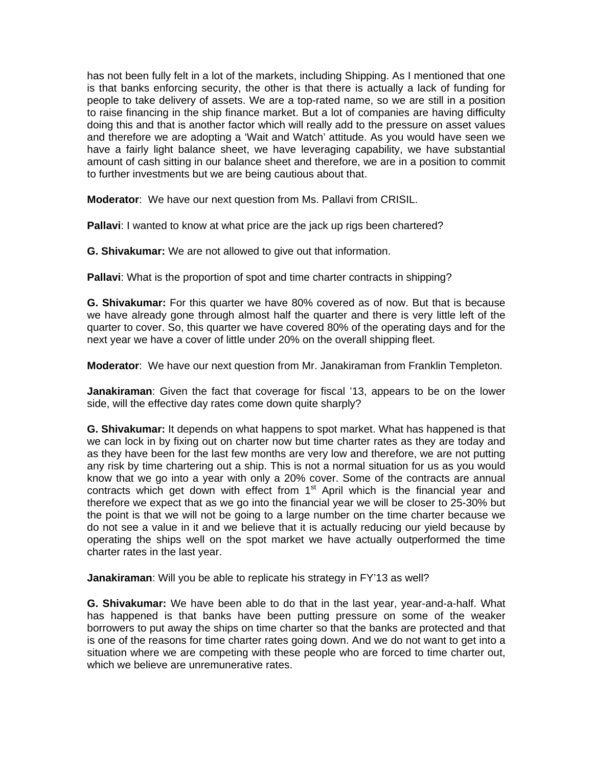has not been fully felt in a lot of the markets, including Shipping. As I mentioned that one is that banks enforcing security, the other is that there is actually a lack of funding for people to take delivery of assets. We are a top-rated name, so we are still in a position to raise financing in the ship finance market. But a lot of companies are having difficulty doing this and that is another factor which will really add to the pressure on asset values and therefore we are adopting a 'Wait and Watch' attitude. As you would have seen we have a fairly light balance sheet, we have leveraging capability, we have substantial amount of cash sitting in our balance sheet and therefore, we are in a position to commit to further investments but we are being cautious about that.

**Moderator**: We have our next question from Ms. Pallavi from CRISIL.

**Pallavi**: I wanted to know at what price are the jack up rigs been chartered?

**G. Shivakumar:** We are not allowed to give out that information.

**Pallavi**: What is the proportion of spot and time charter contracts in shipping?

**G. Shivakumar:** For this quarter we have 80% covered as of now. But that is because we have already gone through almost half the quarter and there is very little left of the quarter to cover. So, this quarter we have covered 80% of the operating days and for the next year we have a cover of little under 20% on the overall shipping fleet.

**Moderator**: We have our next question from Mr. Janakiraman from Franklin Templeton.

**Janakiraman**: Given the fact that coverage for fiscal '13, appears to be on the lower side, will the effective day rates come down quite sharply?

**G. Shivakumar:** It depends on what happens to spot market. What has happened is that we can lock in by fixing out on charter now but time charter rates as they are today and as they have been for the last few months are very low and therefore, we are not putting any risk by time chartering out a ship. This is not a normal situation for us as you would know that we go into a year with only a 20% cover. Some of the contracts are annual contracts which get down with effect from 1st April which is the financial year and therefore we expect that as we go into the financial year we will be closer to 25-30% but the point is that we will not be going to a large number on the time charter because we do not see a value in it and we believe that it is actually reducing our yield because by operating the ships well on the spot market we have actually outperformed the time charter rates in the last year.

**Janakiraman**: Will you be able to replicate his strategy in FY'13 as well?

**G. Shivakumar:** We have been able to do that in the last year, year-and-a-half. What has happened is that banks have been putting pressure on some of the weaker borrowers to put away the ships on time charter so that the banks are protected and that is one of the reasons for time charter rates going down. And we do not want to get into a situation where we are competing with these people who are forced to time charter out, which we believe are unremunerative rates.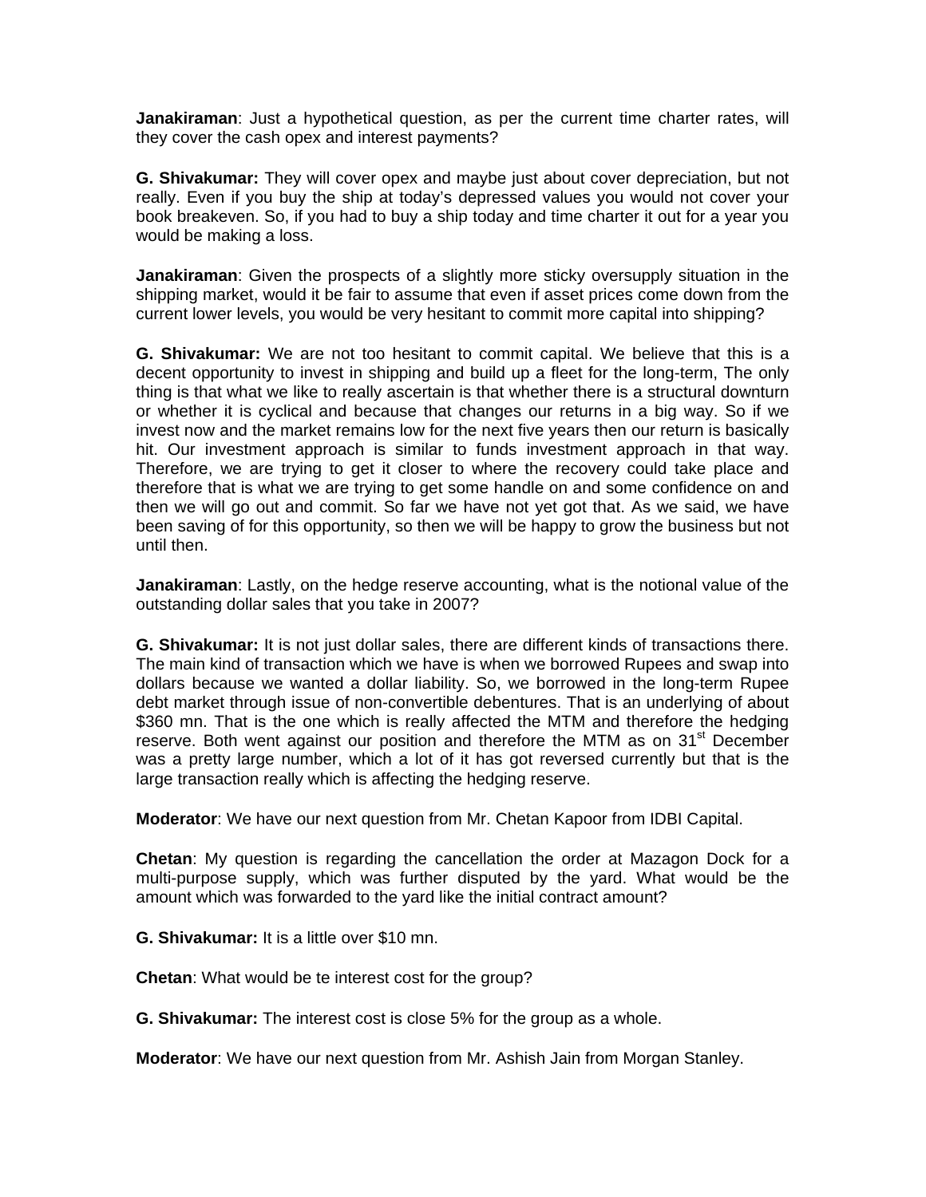**Janakiraman**: Just a hypothetical question, as per the current time charter rates, will they cover the cash opex and interest payments?

**G. Shivakumar:** They will cover opex and maybe just about cover depreciation, but not really. Even if you buy the ship at today's depressed values you would not cover your book breakeven. So, if you had to buy a ship today and time charter it out for a year you would be making a loss.

**Janakiraman**: Given the prospects of a slightly more sticky oversupply situation in the shipping market, would it be fair to assume that even if asset prices come down from the current lower levels, you would be very hesitant to commit more capital into shipping?

**G. Shivakumar:** We are not too hesitant to commit capital. We believe that this is a decent opportunity to invest in shipping and build up a fleet for the long-term, The only thing is that what we like to really ascertain is that whether there is a structural downturn or whether it is cyclical and because that changes our returns in a big way. So if we invest now and the market remains low for the next five years then our return is basically hit. Our investment approach is similar to funds investment approach in that way. Therefore, we are trying to get it closer to where the recovery could take place and therefore that is what we are trying to get some handle on and some confidence on and then we will go out and commit. So far we have not yet got that. As we said, we have been saving of for this opportunity, so then we will be happy to grow the business but not until then.

**Janakiraman**: Lastly, on the hedge reserve accounting, what is the notional value of the outstanding dollar sales that you take in 2007?

**G. Shivakumar:** It is not just dollar sales, there are different kinds of transactions there. The main kind of transaction which we have is when we borrowed Rupees and swap into dollars because we wanted a dollar liability. So, we borrowed in the long-term Rupee debt market through issue of non-convertible debentures. That is an underlying of about \$360 mn. That is the one which is really affected the MTM and therefore the hedging reserve. Both went against our position and therefore the MTM as on 31st December was a pretty large number, which a lot of it has got reversed currently but that is the large transaction really which is affecting the hedging reserve.

**Moderator**: We have our next question from Mr. Chetan Kapoor from IDBI Capital.

**Chetan**: My question is regarding the cancellation the order at Mazagon Dock for a multi-purpose supply, which was further disputed by the yard. What would be the amount which was forwarded to the yard like the initial contract amount?

**G. Shivakumar:** It is a little over \$10 mn.

**Chetan**: What would be te interest cost for the group?

**G. Shivakumar:** The interest cost is close 5% for the group as a whole.

**Moderator**: We have our next question from Mr. Ashish Jain from Morgan Stanley.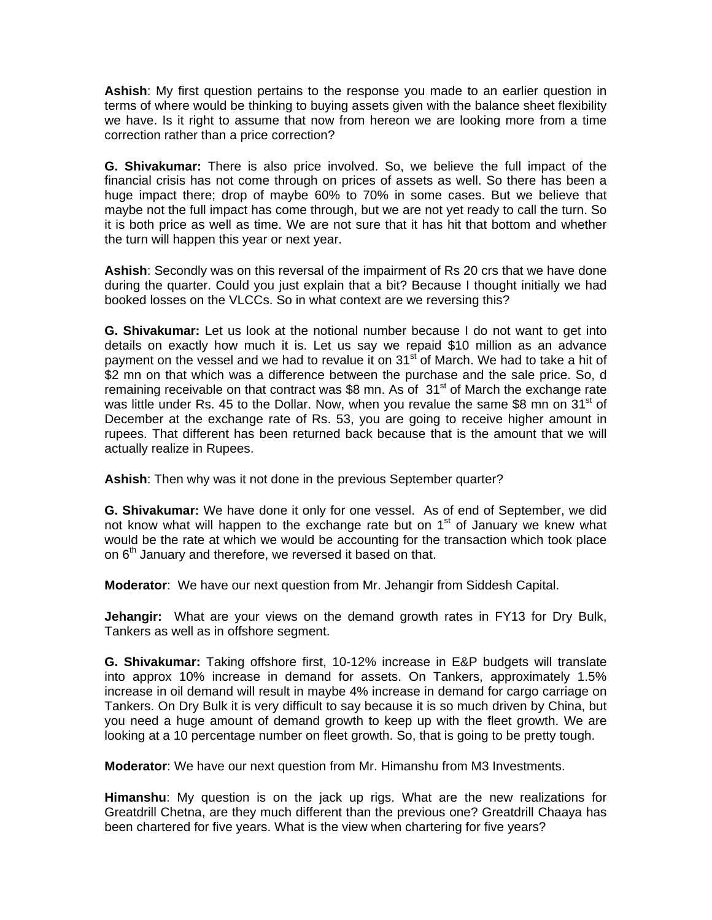**Ashish**: My first question pertains to the response you made to an earlier question in terms of where would be thinking to buying assets given with the balance sheet flexibility we have. Is it right to assume that now from hereon we are looking more from a time correction rather than a price correction?

**G. Shivakumar:** There is also price involved. So, we believe the full impact of the financial crisis has not come through on prices of assets as well. So there has been a huge impact there; drop of maybe 60% to 70% in some cases. But we believe that maybe not the full impact has come through, but we are not yet ready to call the turn. So it is both price as well as time. We are not sure that it has hit that bottom and whether the turn will happen this year or next year.

**Ashish**: Secondly was on this reversal of the impairment of Rs 20 crs that we have done during the quarter. Could you just explain that a bit? Because I thought initially we had booked losses on the VLCCs. So in what context are we reversing this?

**G. Shivakumar:** Let us look at the notional number because I do not want to get into details on exactly how much it is. Let us say we repaid $10 million as an advance payment on the vessel and we had to revalue it on 31st of March. We had to take a hit of $2 mn on that which was a difference between the purchase and the sale price. So, d remaining receivable on that contract was $8 mn. As of 31st of March the exchange rate was little under Rs. 45 to the Dollar. Now, when you revalue the same $8 mn on 31st of December at the exchange rate of Rs. 53, you are going to receive higher amount in rupees. That different has been returned back because that is the amount that we will actually realize in Rupees.

**Ashish**: Then why was it not done in the previous September quarter?

**G. Shivakumar:** We have done it only for one vessel. As of end of September, we did not know what will happen to the exchange rate but on 1st of January we knew what would be the rate at which we would be accounting for the transaction which took place on 6th January and therefore, we reversed it based on that.

**Moderator**: We have our next question from Mr. Jehangir from Siddesh Capital.

**Jehangir:** What are your views on the demand growth rates in FY13 for Dry Bulk, Tankers as well as in offshore segment.

**G. Shivakumar:** Taking offshore first, 10-12% increase in E&P budgets will translate into approx 10% increase in demand for assets. On Tankers, approximately 1.5% increase in oil demand will result in maybe 4% increase in demand for cargo carriage on Tankers. On Dry Bulk it is very difficult to say because it is so much driven by China, but you need a huge amount of demand growth to keep up with the fleet growth. We are looking at a 10 percentage number on fleet growth. So, that is going to be pretty tough.

**Moderator**: We have our next question from Mr. Himanshu from M3 Investments.

**Himanshu**: My question is on the jack up rigs. What are the new realizations for Greatdrill Chetna, are they much different than the previous one? Greatdrill Chaaya has been chartered for five years. What is the view when chartering for five years?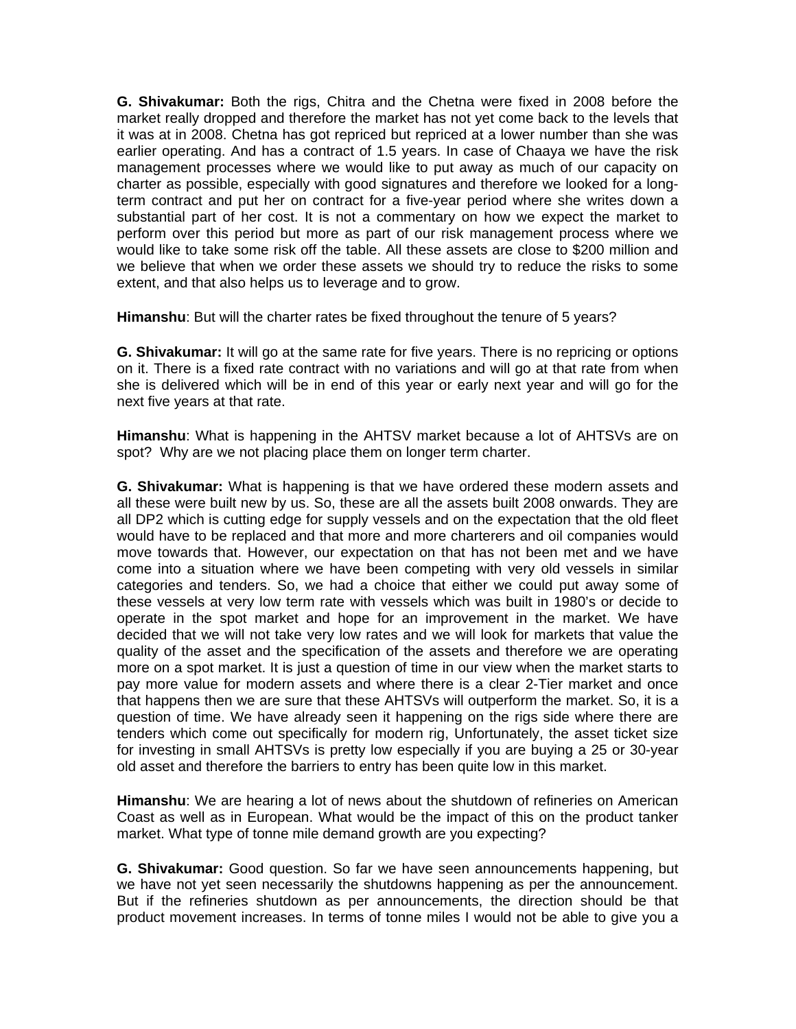**G. Shivakumar:** Both the rigs, Chitra and the Chetna were fixed in 2008 before the market really dropped and therefore the market has not yet come back to the levels that it was at in 2008. Chetna has got repriced but repriced at a lower number than she was earlier operating. And has a contract of 1.5 years. In case of Chaaya we have the risk management processes where we would like to put away as much of our capacity on charter as possible, especially with good signatures and therefore we looked for a long-term contract and put her on contract for a five-year period where she writes down a substantial part of her cost. It is not a commentary on how we expect the market to perform over this period but more as part of our risk management process where we would like to take some risk off the table. All these assets are close to $200 million and we believe that when we order these assets we should try to reduce the risks to some extent, and that also helps us to leverage and to grow.

**Himanshu**: But will the charter rates be fixed throughout the tenure of 5 years?

**G. Shivakumar:** It will go at the same rate for five years. There is no repricing or options on it. There is a fixed rate contract with no variations and will go at that rate from when she is delivered which will be in end of this year or early next year and will go for the next five years at that rate.

**Himanshu**: What is happening in the AHTSV market because a lot of AHTSVs are on spot? Why are we not placing place them on longer term charter.

**G. Shivakumar:** What is happening is that we have ordered these modern assets and all these were built new by us. So, these are all the assets built 2008 onwards. They are all DP2 which is cutting edge for supply vessels and on the expectation that the old fleet would have to be replaced and that more and more charterers and oil companies would move towards that. However, our expectation on that has not been met and we have come into a situation where we have been competing with very old vessels in similar categories and tenders. So, we had a choice that either we could put away some of these vessels at very low term rate with vessels which was built in 1980's or decide to operate in the spot market and hope for an improvement in the market. We have decided that we will not take very low rates and we will look for markets that value the quality of the asset and the specification of the assets and therefore we are operating more on a spot market. It is just a question of time in our view when the market starts to pay more value for modern assets and where there is a clear 2-Tier market and once that happens then we are sure that these AHTSVs will outperform the market. So, it is a question of time. We have already seen it happening on the rigs side where there are tenders which come out specifically for modern rig, Unfortunately, the asset ticket size for investing in small AHTSVs is pretty low especially if you are buying a 25 or 30-year old asset and therefore the barriers to entry has been quite low in this market.

**Himanshu**: We are hearing a lot of news about the shutdown of refineries on American Coast as well as in European. What would be the impact of this on the product tanker market. What type of tonne mile demand growth are you expecting?

**G. Shivakumar:** Good question. So far we have seen announcements happening, but we have not yet seen necessarily the shutdowns happening as per the announcement. But if the refineries shutdown as per announcements, the direction should be that product movement increases. In terms of tonne miles I would not be able to give you a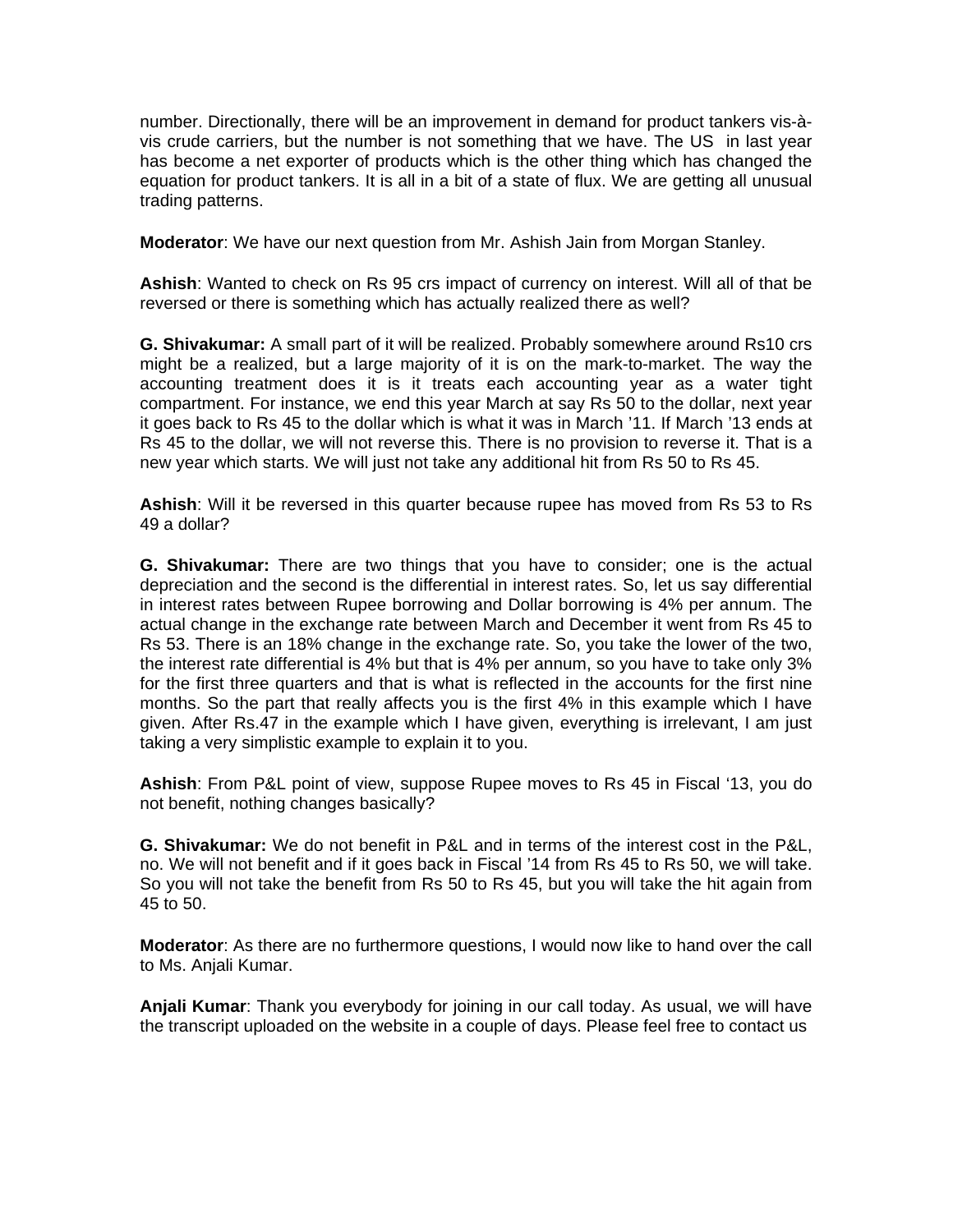number. Directionally, there will be an improvement in demand for product tankers vis-à-vis crude carriers, but the number is not something that we have. The US in last year has become a net exporter of products which is the other thing which has changed the equation for product tankers. It is all in a bit of a state of flux. We are getting all unusual trading patterns.

**Moderator**: We have our next question from Mr. Ashish Jain from Morgan Stanley.

**Ashish**: Wanted to check on Rs 95 crs impact of currency on interest. Will all of that be reversed or there is something which has actually realized there as well?

**G. Shivakumar:** A small part of it will be realized. Probably somewhere around Rs10 crs might be a realized, but a large majority of it is on the mark-to-market. The way the accounting treatment does it is it treats each accounting year as a water tight compartment. For instance, we end this year March at say Rs 50 to the dollar, next year it goes back to Rs 45 to the dollar which is what it was in March '11. If March '13 ends at Rs 45 to the dollar, we will not reverse this. There is no provision to reverse it. That is a new year which starts. We will just not take any additional hit from Rs 50 to Rs 45.

**Ashish**: Will it be reversed in this quarter because rupee has moved from Rs 53 to Rs 49 a dollar?

**G. Shivakumar:** There are two things that you have to consider; one is the actual depreciation and the second is the differential in interest rates. So, let us say differential in interest rates between Rupee borrowing and Dollar borrowing is 4% per annum. The actual change in the exchange rate between March and December it went from Rs 45 to Rs 53. There is an 18% change in the exchange rate. So, you take the lower of the two, the interest rate differential is 4% but that is 4% per annum, so you have to take only 3% for the first three quarters and that is what is reflected in the accounts for the first nine months. So the part that really affects you is the first 4% in this example which I have given. After Rs.47 in the example which I have given, everything is irrelevant, I am just taking a very simplistic example to explain it to you.

**Ashish**: From P&L point of view, suppose Rupee moves to Rs 45 in Fiscal '13, you do not benefit, nothing changes basically?

**G. Shivakumar:** We do not benefit in P&L and in terms of the interest cost in the P&L, no. We will not benefit and if it goes back in Fiscal '14 from Rs 45 to Rs 50, we will take. So you will not take the benefit from Rs 50 to Rs 45, but you will take the hit again from 45 to 50.

**Moderator**: As there are no furthermore questions, I would now like to hand over the call to Ms. Anjali Kumar.

**Anjali Kumar**: Thank you everybody for joining in our call today. As usual, we will have the transcript uploaded on the website in a couple of days. Please feel free to contact us